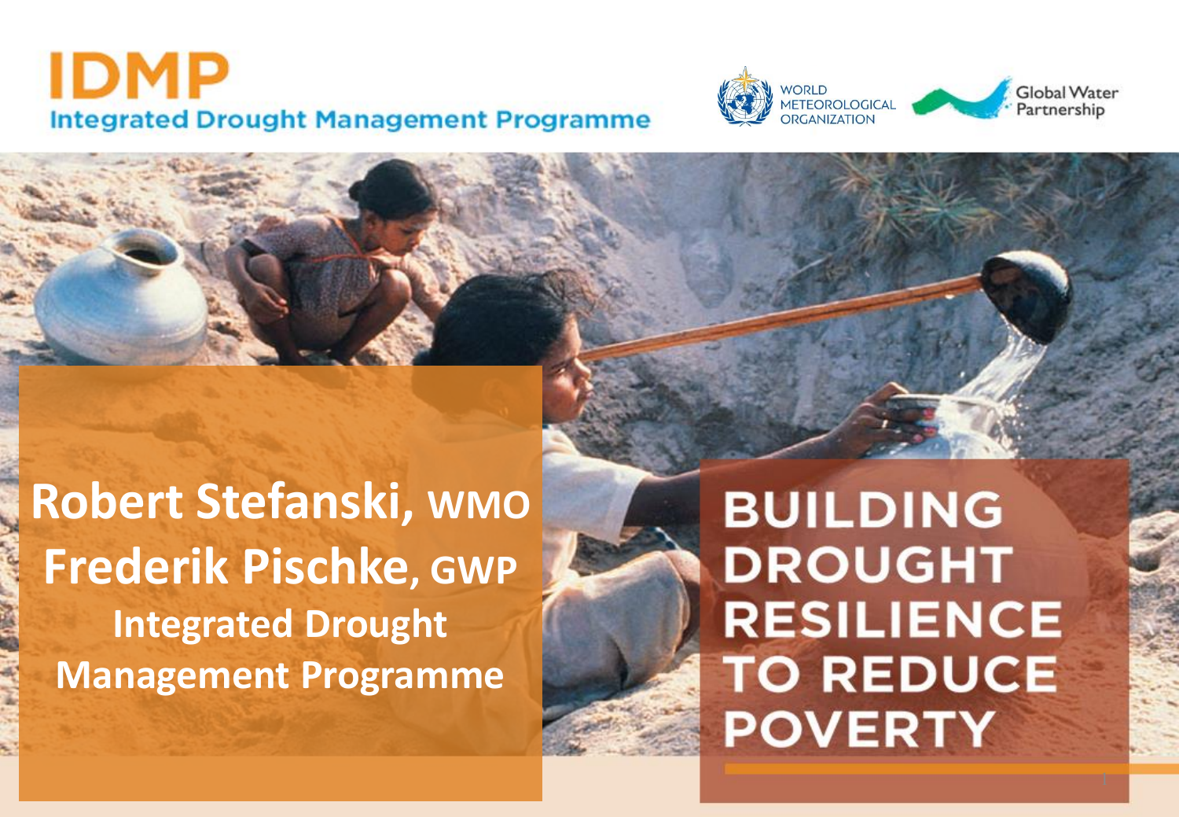# IDMP

**Integrated Drought Management Programme**

WORLD METEOROLOGICAL ORGANIZATION

Global Water Partnership

# BUILDING DROUGHT RESILIENCE TO REDUCE POVERTY

**Robert Stefanski, WMO**

**Frederik Pischke, GWP**

**Integrated Drought Management Programme**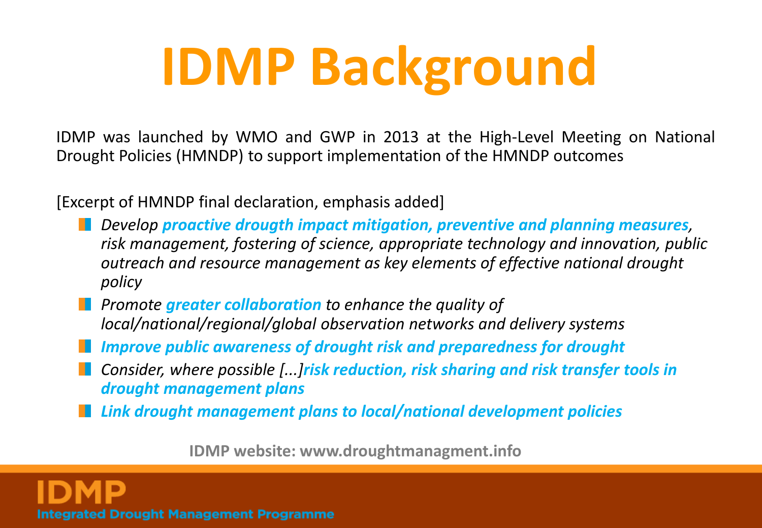# IDMP Background

IDMP was launched by WMO and GWP in 2013 at the High-Level Meeting on National Drought Policies (HMNDP) to support implementation of the HMNDP outcomes

[Excerpt of HMNDP final declaration, emphasis added]

- *Develop **proactive drought impact mitigation, preventive and planning measures**, risk management, fostering of science, appropriate technology and innovation, public outreach and resource management as key elements of effective national drought policy*
- *Promote **greater collaboration** to enhance the quality of local/national/regional/global observation networks and delivery systems*
- ***Improve public awareness of drought risk and preparedness for drought***
- *Consider, where possible [...]**risk reduction, risk sharing and risk transfer tools in drought management plans***
- ***Link drought management plans to local/national development policies***

**IDMP website: www.droughtmanagment.info**

IDMP
Integrated Drought Management Programme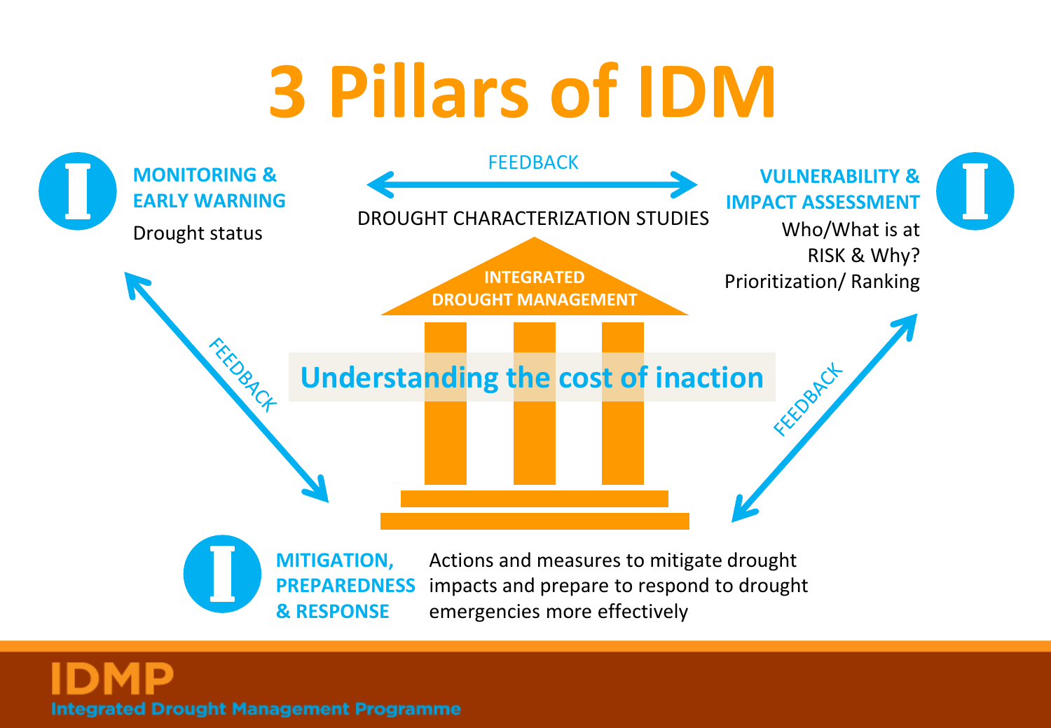# 3 Pillars of IDM

**MONITORING & EARLY WARNING**

Drought status

FEEDBACK

DROUGHT CHARACTERIZATION STUDIES

**VULNERABILITY & IMPACT ASSESSMENT**

Who/What is at RISK & Why?

Prioritization/ Ranking

INTEGRATED DROUGHT MANAGEMENT

FEEDBACK

Understanding the cost of inaction

FEEDBACK

**MITIGATION, PREPAREDNESS & RESPONSE**

Actions and measures to mitigate drought impacts and prepare to respond to drought emergencies more effectively

IDMP

Integrated Drought Management Programme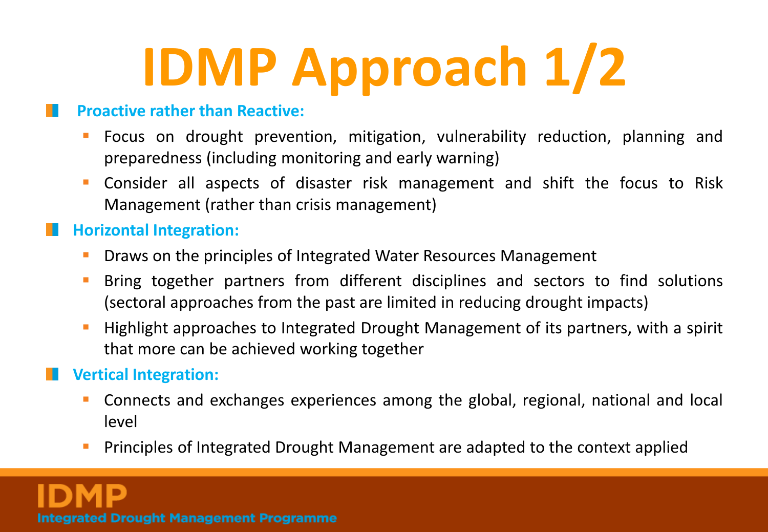# IDMP Approach 1/2

- **Proactive rather than Reactive:**
  - Focus on drought prevention, mitigation, vulnerability reduction, planning and preparedness (including monitoring and early warning)
  - Consider all aspects of disaster risk management and shift the focus to Risk Management (rather than crisis management)
- **Horizontal Integration:**
  - Draws on the principles of Integrated Water Resources Management
  - Bring together partners from different disciplines and sectors to find solutions (sectoral approaches from the past are limited in reducing drought impacts)
  - Highlight approaches to Integrated Drought Management of its partners, with a spirit that more can be achieved working together
- **Vertical Integration:**
  - Connects and exchanges experiences among the global, regional, national and local level
  - Principles of Integrated Drought Management are adapted to the context applied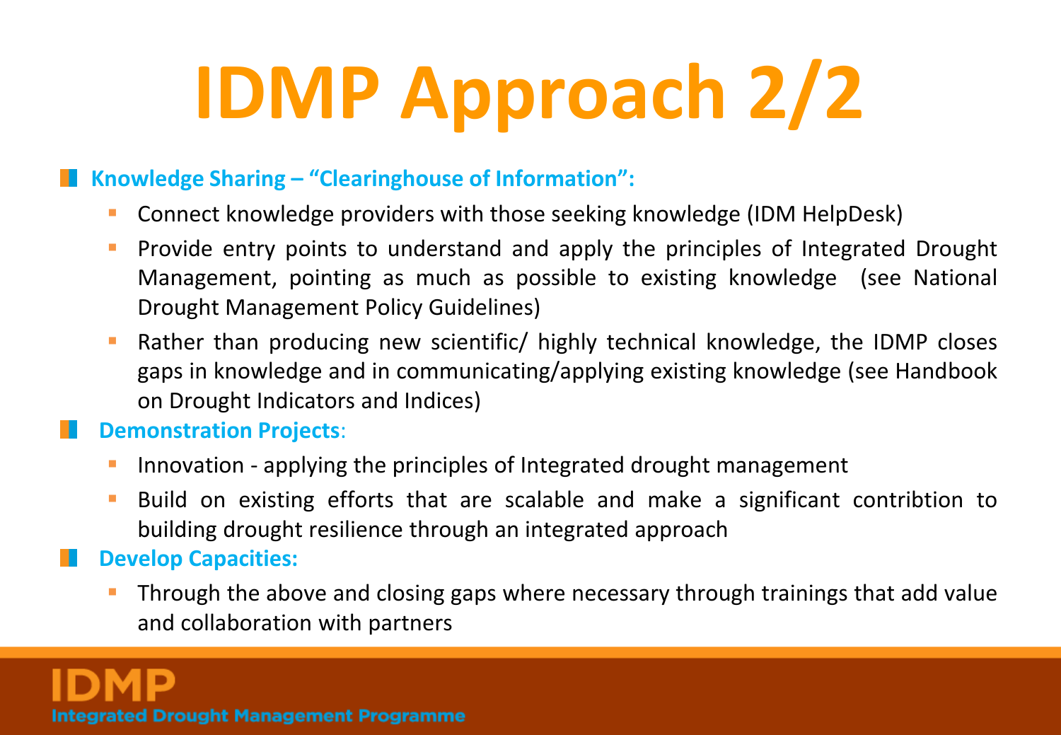# IDMP Approach 2/2

- **Knowledge Sharing – “Clearinghouse of Information”:**
  - Connect knowledge providers with those seeking knowledge (IDM HelpDesk)
  - Provide entry points to understand and apply the principles of Integrated Drought Management, pointing as much as possible to existing knowledge (see National Drought Management Policy Guidelines)
  - Rather than producing new scientific/ highly technical knowledge, the IDMP closes gaps in knowledge and in communicating/applying existing knowledge (see Handbook on Drought Indicators and Indices)
- **Demonstration Projects**:
  - Innovation - applying the principles of Integrated drought management
  - Build on existing efforts that are scalable and make a significant contribtion to building drought resilience through an integrated approach
- **Develop Capacities:**
  - Through the above and closing gaps where necessary through trainings that add value and collaboration with partners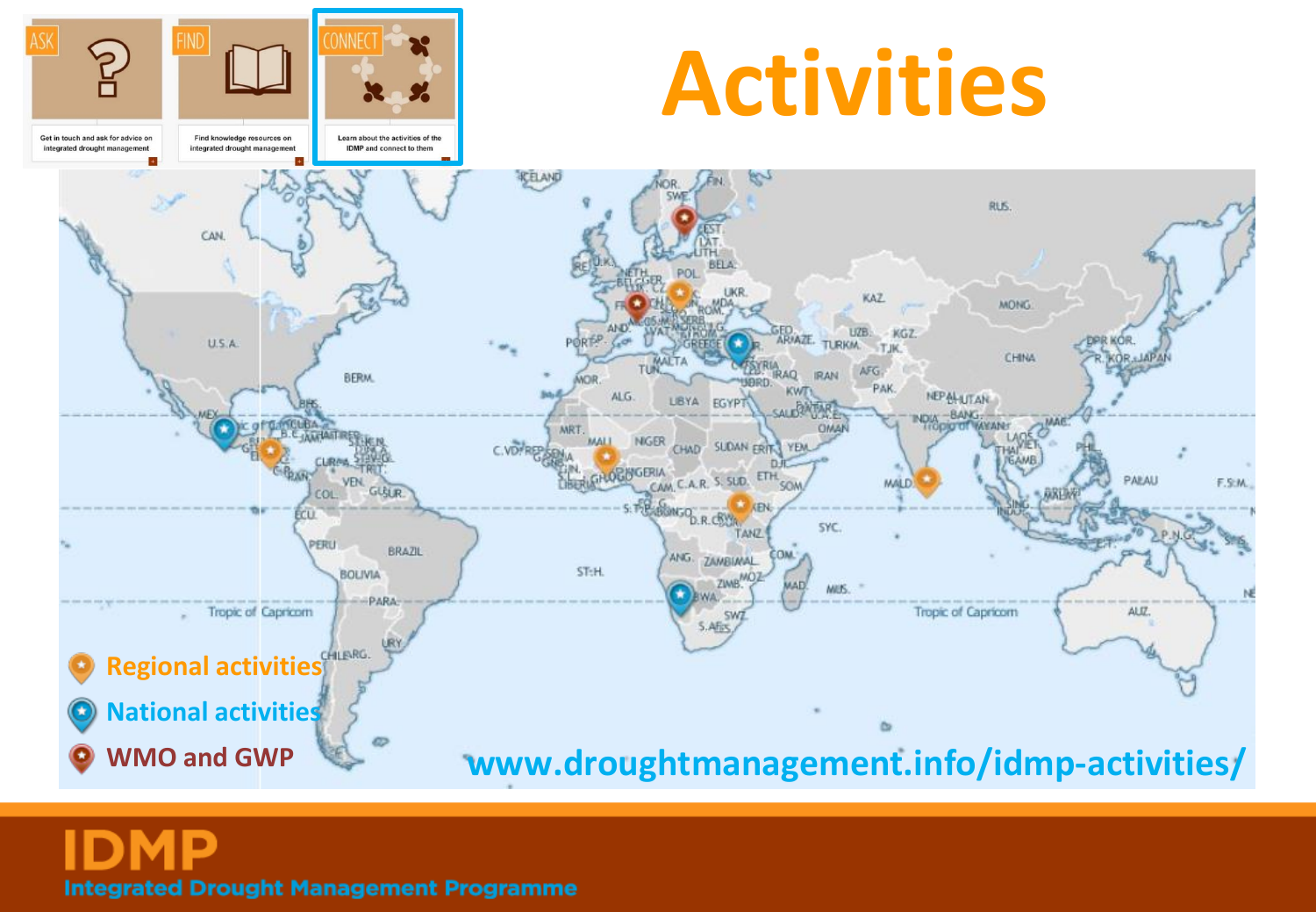# Activities

ASK — Get in touch and ask for advice on integrated drought management

FIND — Find knowledge resources on integrated drought management

CONNECT — Learn about the activities of the IDMP and connect to them

- Regional activities
- National activities
- WMO and GWP

www.droughtmanagement.info/idmp-activities/

**IDMP**
Integrated Drought Management Programme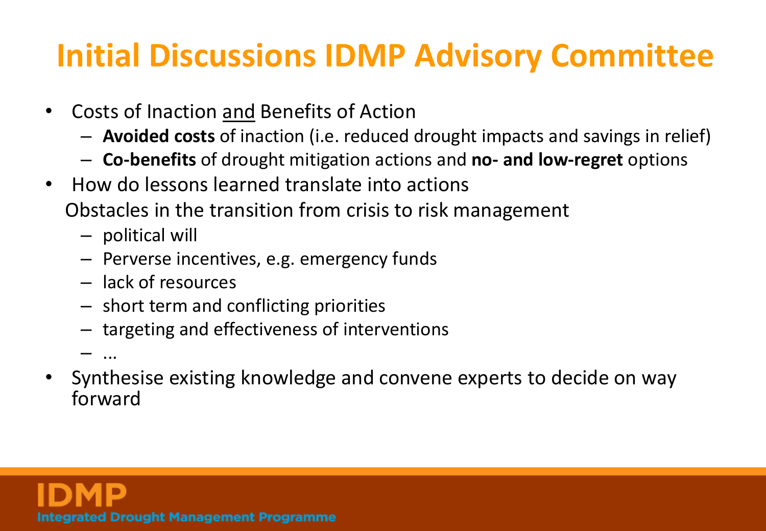# Initial Discussions IDMP Advisory Committee

- Costs of Inaction <u>and</u> Benefits of Action
  - **Avoided costs** of inaction (i.e. reduced drought impacts and savings in relief)
  - **Co-benefits** of drought mitigation actions and **no- and low-regret** options
- How do lessons learned translate into actions

  Obstacles in the transition from crisis to risk management
  - political will
  - Perverse incentives, e.g. emergency funds
  - lack of resources
  - short term and conflicting priorities
  - targeting and effectiveness of interventions
  - ...
- Synthesise existing knowledge and convene experts to decide on way forward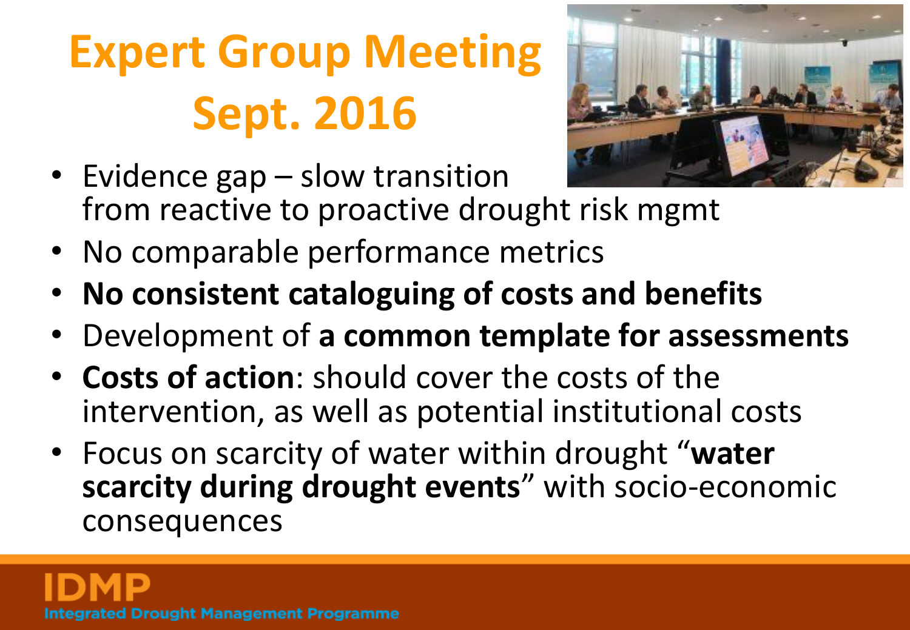# Expert Group Meeting Sept. 2016

- Evidence gap – slow transition from reactive to proactive drought risk mgmt
- No comparable performance metrics
- **No consistent cataloguing of costs and benefits**
- Development of **a common template for assessments**
- **Costs of action**: should cover the costs of the intervention, as well as potential institutional costs
- Focus on scarcity of water within drought "**water scarcity during drought events**" with socio-economic consequences

IDMP
Integrated Drought Management Programme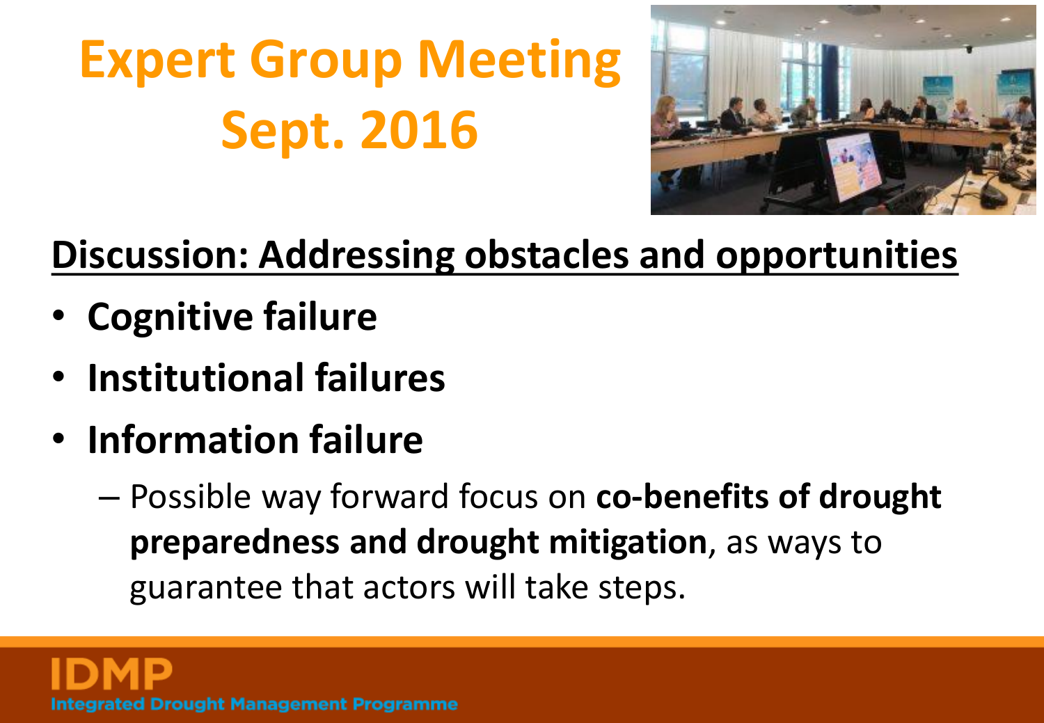# Expert Group Meeting Sept. 2016

**Discussion: Addressing obstacles and opportunities**

- **Cognitive failure**
- **Institutional failures**
- **Information failure**
  - Possible way forward focus on **co-benefits of drought preparedness and drought mitigation**, as ways to guarantee that actors will take steps.

IDMP
Integrated Drought Management Programme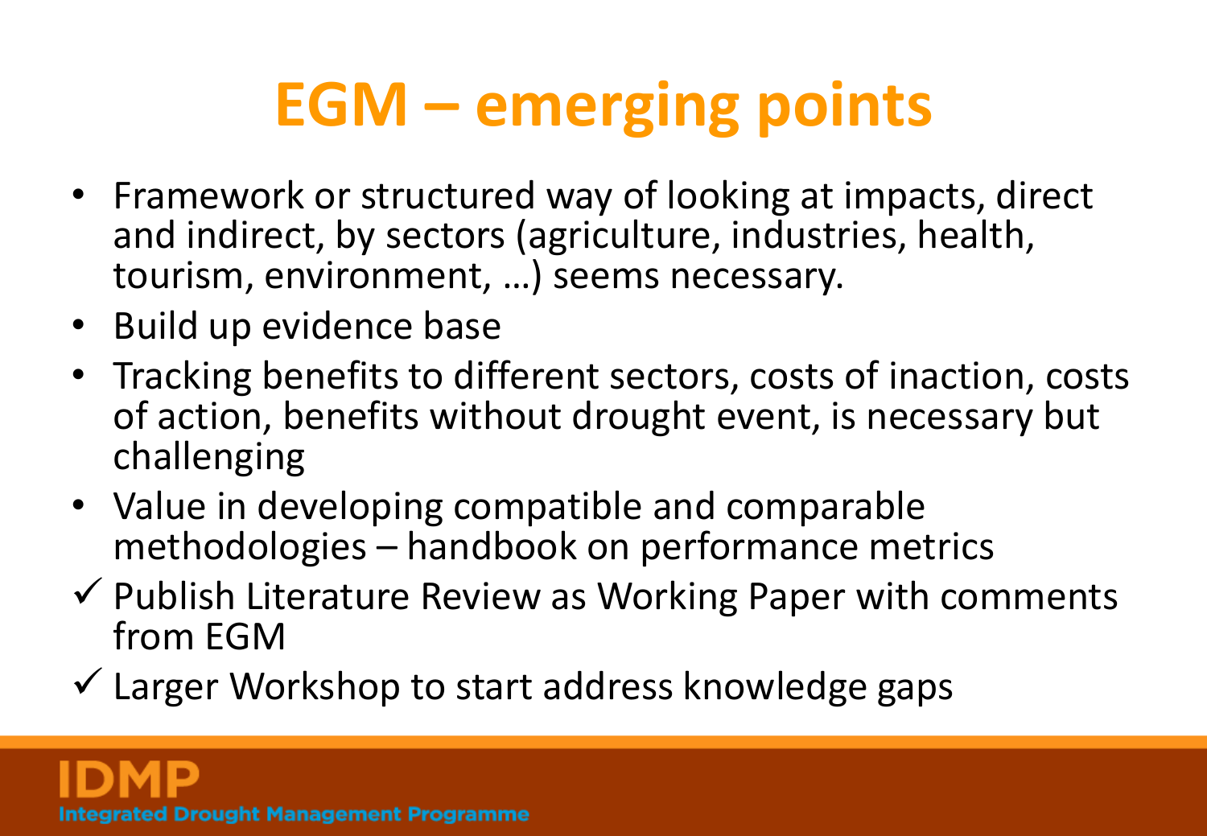# EGM – emerging points

- Framework or structured way of looking at impacts, direct and indirect, by sectors (agriculture, industries, health, tourism, environment, …) seems necessary.
- Build up evidence base
- Tracking benefits to different sectors, costs of inaction, costs of action, benefits without drought event, is necessary but challenging
- Value in developing compatible and comparable methodologies – handbook on performance metrics

✓ Publish Literature Review as Working Paper with comments from EGM

✓ Larger Workshop to start address knowledge gaps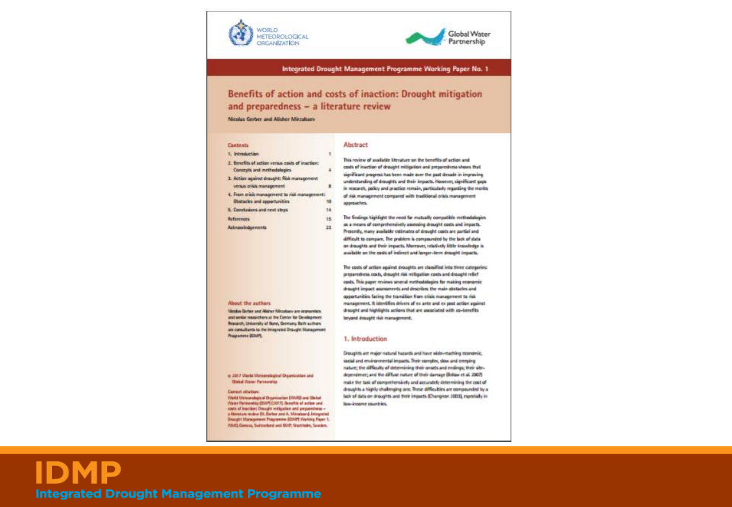WORLD METEOROLOGICAL ORGANIZATION

Global Water Partnership

Integrated Drought Management Programme Working Paper No. 1

# Benefits of action and costs of inaction: Drought mitigation and preparedness – a literature review

Nicolas Gerber and Alisher Mirzabaev

## Contents

| | |
|---|---|
| 1. Introduction | 1 |
| 2. Benefits of action versus costs of inaction: Concepts and methodologies | 4 |
| 3. Action against drought: Risk management versus crisis management | 8 |
| 4. From crisis management to risk management: Obstacles and opportunities | 10 |
| 5. Conclusions and next steps | 14 |
| References | 15 |
| Acknowledgements | 23 |

## About the authors

Nicolas Gerber and Alisher Mirzabaev are economists and senior researchers at the Center for Development Research, University of Bonn, Germany. Both authors are consultants to the Integrated Drought Management Programme (IDMP).

© 2017 World Meteorological Organization and Global Water Partnership

**Correct citation:**

World Meteorological Organization (WMO) and Global Water Partnership (GWP) (2017). Benefits of action and costs of inaction: Drought mitigation and preparedness – a literature review (N. Gerber and A. Mirzabaev). Integrated Drought Management Programme (IDMP) Working Paper 1. WMO, Geneva, Switzerland and GWP, Stockholm, Sweden.

## Abstract

This review of available literature on the benefits of action and costs of inaction of drought mitigation and preparedness shows that significant progress has been made over the past decade in improving understanding of droughts and their impacts. However, significant gaps in research, policy and practice remain, particularly regarding the merits of risk management compared with traditional crisis management approaches.

The findings highlight the need for mutually compatible methodologies as a means of comprehensively assessing drought costs and impacts. Presently, many available estimates of drought costs are partial and difficult to compare. The problem is compounded by the lack of data on droughts and their impacts. Moreover, relatively little knowledge is available on the costs of indirect and longer-term drought impacts.

The costs of action against droughts are classified into three categories: preparedness costs, drought risk mitigation costs and drought relief costs. This paper reviews several methodologies for making economic drought impact assessments and describes the main obstacles and opportunities facing the transition from crisis management to risk management. It identifies drivers of ex ante and ex post action against drought and highlights actions that are associated with co-benefits beyond drought risk management.

## 1. Introduction

Droughts are major natural hazards and have wide-reaching economic, social and environmental impacts. Their complex, slow and creeping nature; the difficulty of determining their onsets and endings; their site-dependence; and the diffuse nature of their damage (Below et al. 2007) make the task of comprehensively and accurately determining the cost of droughts a highly challenging one. These difficulties are compounded by a lack of data on droughts and their impacts (Changnon 2003), especially in low-income countries.

IDMP
Integrated Drought Management Programme